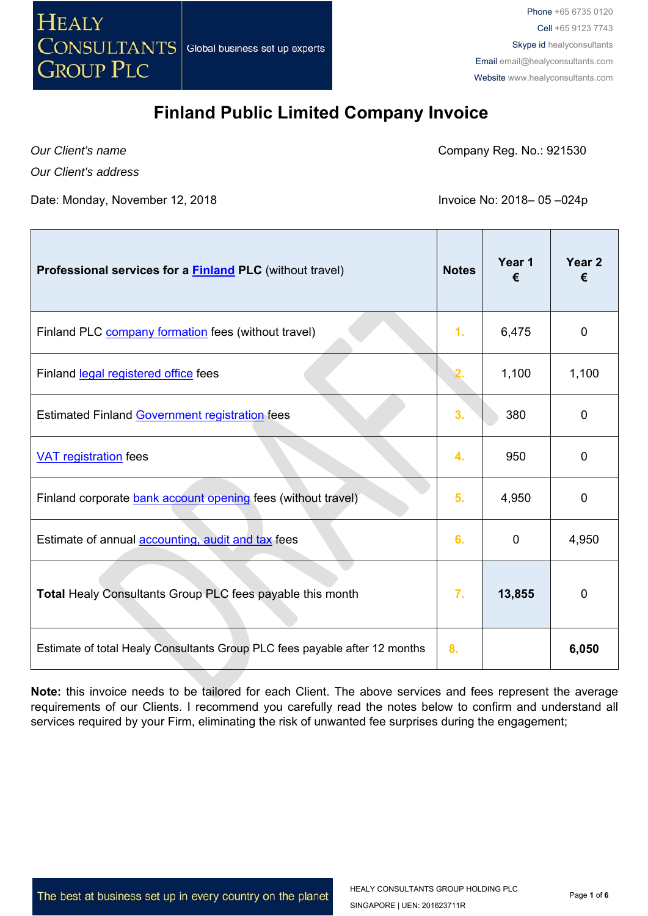# Finland Public Limited Company Invoice

*Our Client's name*

*Our Client's address*

Company Reg. No.: 921530

Date: Monday, November 12, 2018

Invoice No: 2018– 05 –024p

| **Professional services for a Finland PLC** (without travel) | **Notes** | **Year 1 €** | **Year 2 €** |
|---|---|---|---|
| Finland PLC company formation fees (without travel) | 1. | 6,475 | 0 |
| Finland legal registered office fees | 2. | 1,100 | 1,100 |
| Estimated Finland Government registration fees | 3. | 380 | 0 |
| VAT registration fees | 4. | 950 | 0 |
| Finland corporate bank account opening fees (without travel) | 5. | 4,950 | 0 |
| Estimate of annual accounting, audit and tax fees | 6. | 0 | 4,950 |
| **Total** Healy Consultants Group PLC fees payable this month | 7. | **13,855** | 0 |
| Estimate of total Healy Consultants Group PLC fees payable after 12 months | 8. | | **6,050** |

**Note:** this invoice needs to be tailored for each Client. The above services and fees represent the average requirements of our Clients. I recommend you carefully read the notes below to confirm and understand all services required by your Firm, eliminating the risk of unwanted fee surprises during the engagement;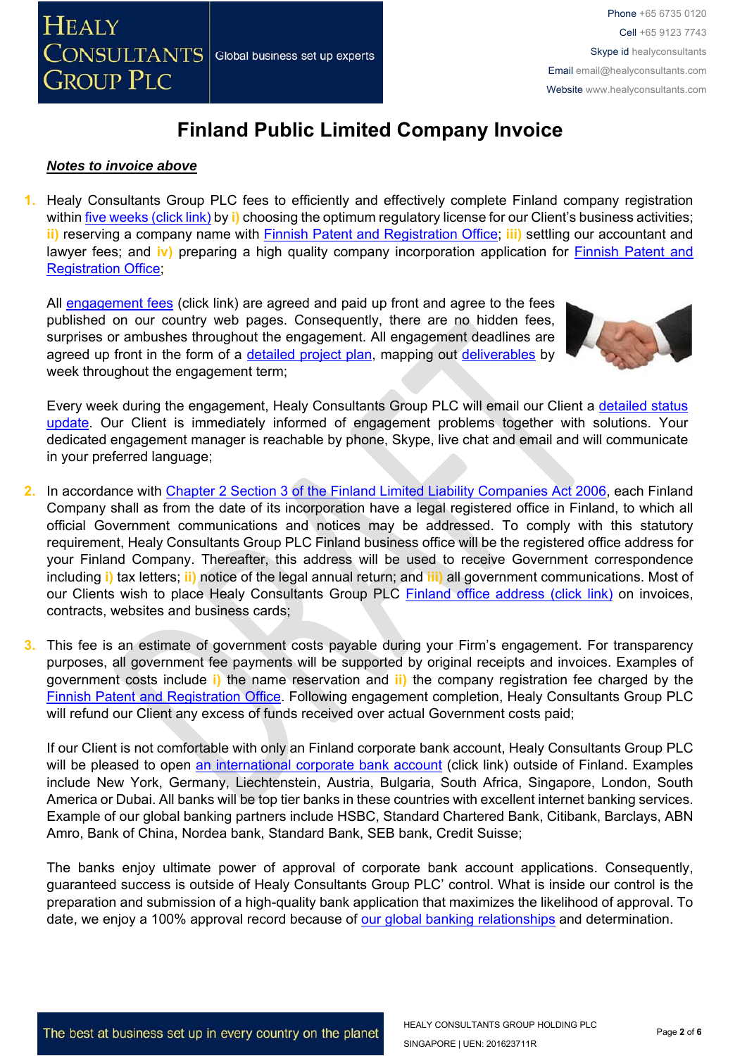# Finland Public Limited Company Invoice

***Notes to invoice above***

1. Healy Consultants Group PLC fees to efficiently and effectively complete Finland company registration within five weeks (click link) by **i)** choosing the optimum regulatory license for our Client's business activities; **ii)** reserving a company name with Finnish Patent and Registration Office; **iii)** settling our accountant and lawyer fees; and **iv)** preparing a high quality company incorporation application for Finnish Patent and Registration Office;

   All engagement fees (click link) are agreed and paid up front and agree to the fees published on our country web pages. Consequently, there are no hidden fees, surprises or ambushes throughout the engagement. All engagement deadlines are agreed up front in the form of a detailed project plan, mapping out deliverables by week throughout the engagement term;

   Every week during the engagement, Healy Consultants Group PLC will email our Client a detailed status update. Our Client is immediately informed of engagement problems together with solutions. Your dedicated engagement manager is reachable by phone, Skype, live chat and email and will communicate in your preferred language;

2. In accordance with Chapter 2 Section 3 of the Finland Limited Liability Companies Act 2006, each Finland Company shall as from the date of its incorporation have a legal registered office in Finland, to which all official Government communications and notices may be addressed. To comply with this statutory requirement, Healy Consultants Group PLC Finland business office will be the registered office address for your Finland Company. Thereafter, this address will be used to receive Government correspondence including **i)** tax letters; **ii)** notice of the legal annual return; and **iii)** all government communications. Most of our Clients wish to place Healy Consultants Group PLC Finland office address (click link) on invoices, contracts, websites and business cards;

3. This fee is an estimate of government costs payable during your Firm's engagement. For transparency purposes, all government fee payments will be supported by original receipts and invoices. Examples of government costs include **i)** the name reservation and **ii)** the company registration fee charged by the Finnish Patent and Registration Office. Following engagement completion, Healy Consultants Group PLC will refund our Client any excess of funds received over actual Government costs paid;

   If our Client is not comfortable with only an Finland corporate bank account, Healy Consultants Group PLC will be pleased to open an international corporate bank account (click link) outside of Finland. Examples include New York, Germany, Liechtenstein, Austria, Bulgaria, South Africa, Singapore, London, South America or Dubai. All banks will be top tier banks in these countries with excellent internet banking services. Example of our global banking partners include HSBC, Standard Chartered Bank, Citibank, Barclays, ABN Amro, Bank of China, Nordea bank, Standard Bank, SEB bank, Credit Suisse;

   The banks enjoy ultimate power of approval of corporate bank account applications. Consequently, guaranteed success is outside of Healy Consultants Group PLC' control. What is inside our control is the preparation and submission of a high-quality bank application that maximizes the likelihood of approval. To date, we enjoy a 100% approval record because of our global banking relationships and determination.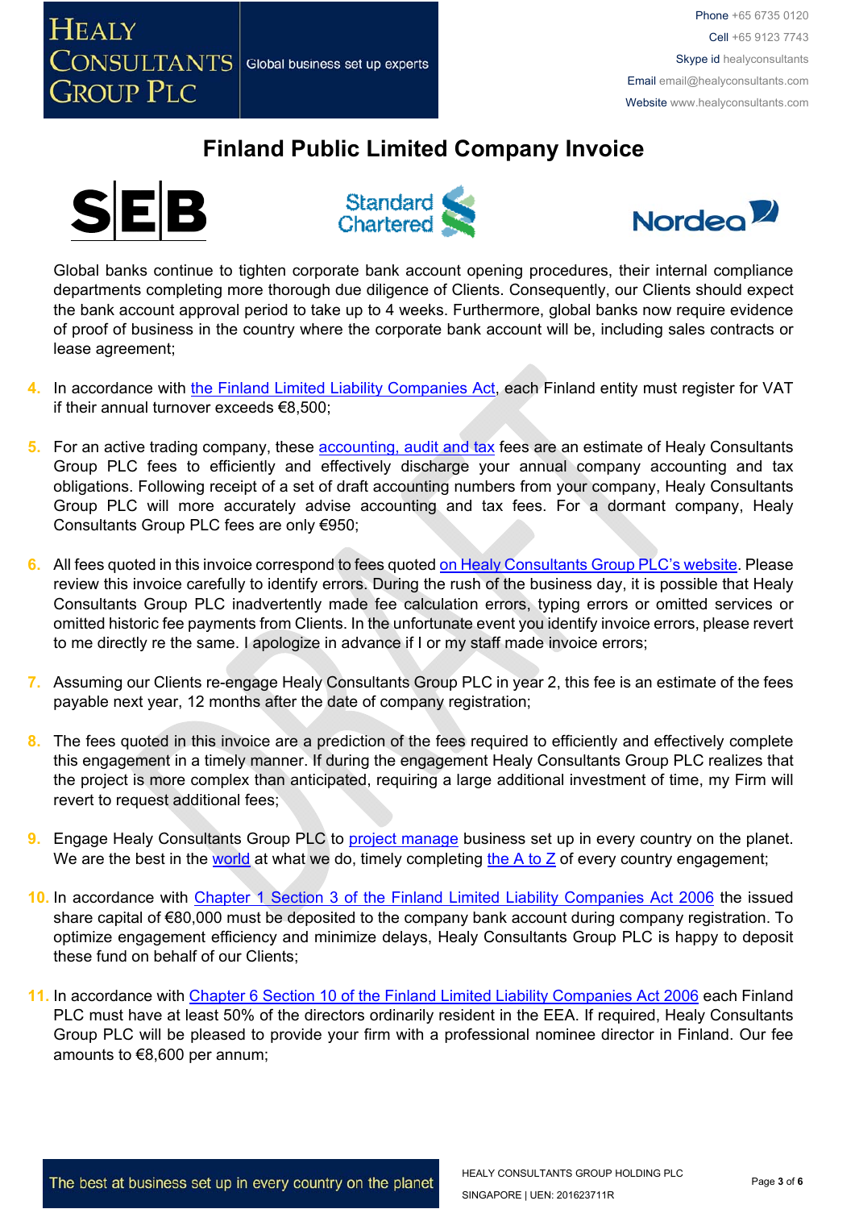# Finland Public Limited Company Invoice

Global banks continue to tighten corporate bank account opening procedures, their internal compliance departments completing more thorough due diligence of Clients. Consequently, our Clients should expect the bank account approval period to take up to 4 weeks. Furthermore, global banks now require evidence of proof of business in the country where the corporate bank account will be, including sales contracts or lease agreement;

4. In accordance with the Finland Limited Liability Companies Act, each Finland entity must register for VAT if their annual turnover exceeds €8,500;

5. For an active trading company, these accounting, audit and tax fees are an estimate of Healy Consultants Group PLC fees to efficiently and effectively discharge your annual company accounting and tax obligations. Following receipt of a set of draft accounting numbers from your company, Healy Consultants Group PLC will more accurately advise accounting and tax fees. For a dormant company, Healy Consultants Group PLC fees are only €950;

6. All fees quoted in this invoice correspond to fees quoted on Healy Consultants Group PLC's website. Please review this invoice carefully to identify errors. During the rush of the business day, it is possible that Healy Consultants Group PLC inadvertently made fee calculation errors, typing errors or omitted services or omitted historic fee payments from Clients. In the unfortunate event you identify invoice errors, please revert to me directly re the same. I apologize in advance if I or my staff made invoice errors;

7. Assuming our Clients re-engage Healy Consultants Group PLC in year 2, this fee is an estimate of the fees payable next year, 12 months after the date of company registration;

8. The fees quoted in this invoice are a prediction of the fees required to efficiently and effectively complete this engagement in a timely manner. If during the engagement Healy Consultants Group PLC realizes that the project is more complex than anticipated, requiring a large additional investment of time, my Firm will revert to request additional fees;

9. Engage Healy Consultants Group PLC to project manage business set up in every country on the planet. We are the best in the world at what we do, timely completing the A to Z of every country engagement;

10. In accordance with Chapter 1 Section 3 of the Finland Limited Liability Companies Act 2006 the issued share capital of €80,000 must be deposited to the company bank account during company registration. To optimize engagement efficiency and minimize delays, Healy Consultants Group PLC is happy to deposit these fund on behalf of our Clients;

11. In accordance with Chapter 6 Section 10 of the Finland Limited Liability Companies Act 2006 each Finland PLC must have at least 50% of the directors ordinarily resident in the EEA. If required, Healy Consultants Group PLC will be pleased to provide your firm with a professional nominee director in Finland. Our fee amounts to €8,600 per annum;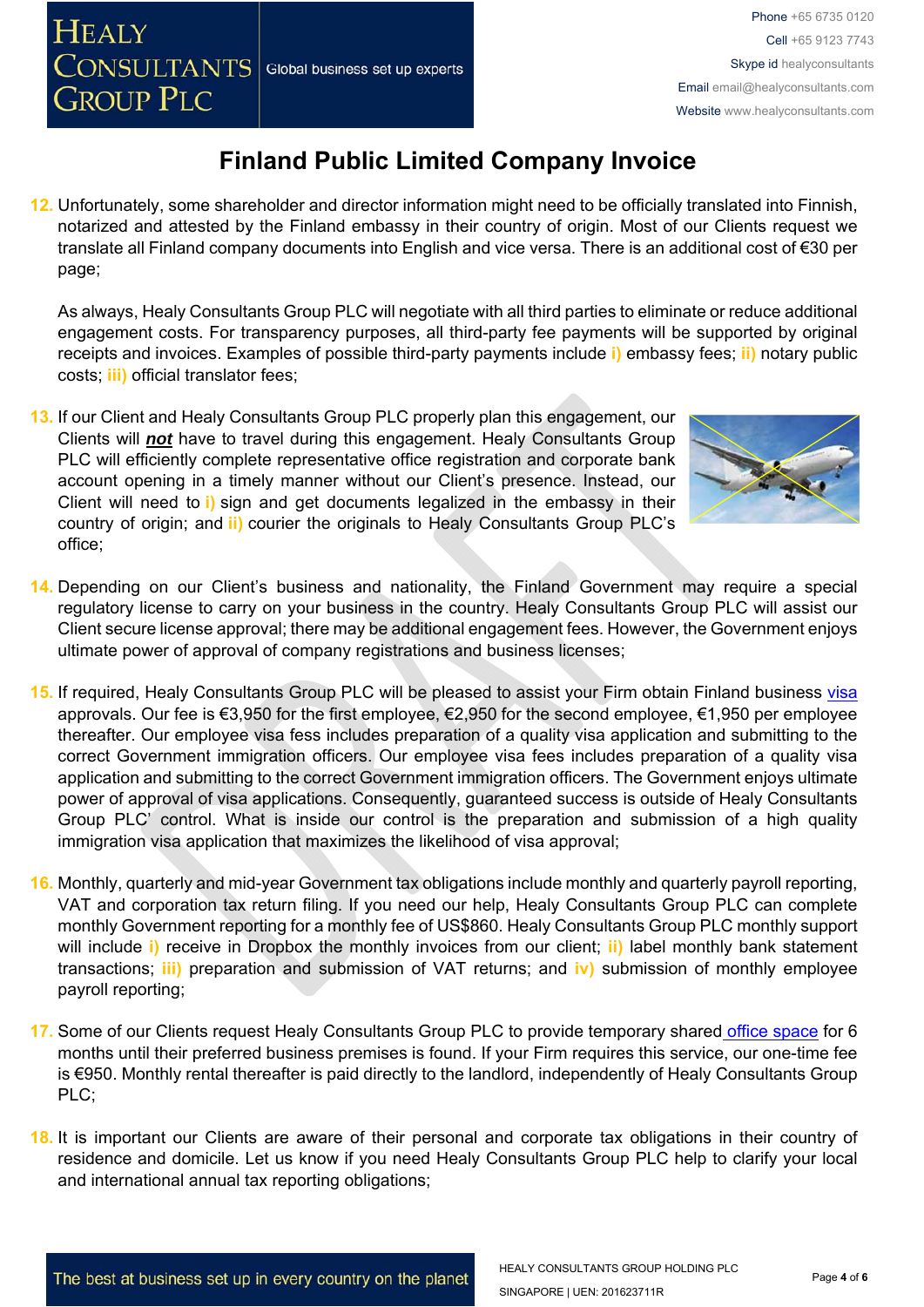# Finland Public Limited Company Invoice

12. Unfortunately, some shareholder and director information might need to be officially translated into Finnish, notarized and attested by the Finland embassy in their country of origin. Most of our Clients request we translate all Finland company documents into English and vice versa. There is an additional cost of €30 per page;

    As always, Healy Consultants Group PLC will negotiate with all third parties to eliminate or reduce additional engagement costs. For transparency purposes, all third-party fee payments will be supported by original receipts and invoices. Examples of possible third-party payments include i) embassy fees; ii) notary public costs; iii) official translator fees;

13. If our Client and Healy Consultants Group PLC properly plan this engagement, our Clients will ***not*** have to travel during this engagement. Healy Consultants Group PLC will efficiently complete representative office registration and corporate bank account opening in a timely manner without our Client's presence. Instead, our Client will need to i) sign and get documents legalized in the embassy in their country of origin; and ii) courier the originals to Healy Consultants Group PLC's office;

14. Depending on our Client's business and nationality, the Finland Government may require a special regulatory license to carry on your business in the country. Healy Consultants Group PLC will assist our Client secure license approval; there may be additional engagement fees. However, the Government enjoys ultimate power of approval of company registrations and business licenses;

15. If required, Healy Consultants Group PLC will be pleased to assist your Firm obtain Finland business visa approvals. Our fee is €3,950 for the first employee, €2,950 for the second employee, €1,950 per employee thereafter. Our employee visa fess includes preparation of a quality visa application and submitting to the correct Government immigration officers. Our employee visa fees includes preparation of a quality visa application and submitting to the correct Government immigration officers. The Government enjoys ultimate power of approval of visa applications. Consequently, guaranteed success is outside of Healy Consultants Group PLC' control. What is inside our control is the preparation and submission of a high quality immigration visa application that maximizes the likelihood of visa approval;

16. Monthly, quarterly and mid-year Government tax obligations include monthly and quarterly payroll reporting, VAT and corporation tax return filing. If you need our help, Healy Consultants Group PLC can complete monthly Government reporting for a monthly fee of US$860. Healy Consultants Group PLC monthly support will include i) receive in Dropbox the monthly invoices from our client; ii) label monthly bank statement transactions; iii) preparation and submission of VAT returns; and iv) submission of monthly employee payroll reporting;

17. Some of our Clients request Healy Consultants Group PLC to provide temporary shared office space for 6 months until their preferred business premises is found. If your Firm requires this service, our one-time fee is €950. Monthly rental thereafter is paid directly to the landlord, independently of Healy Consultants Group PLC;

18. It is important our Clients are aware of their personal and corporate tax obligations in their country of residence and domicile. Let us know if you need Healy Consultants Group PLC help to clarify your local and international annual tax reporting obligations;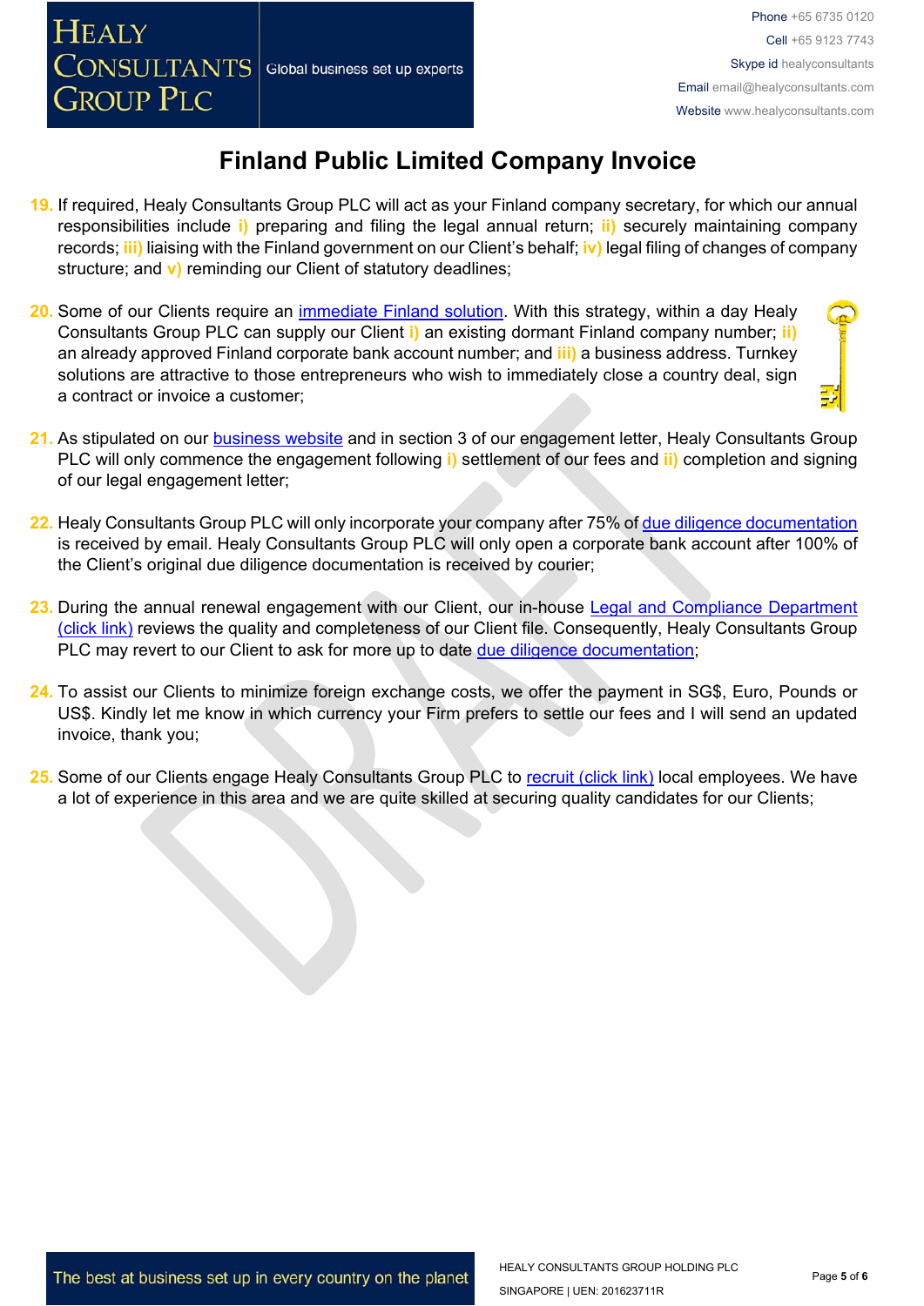# Finland Public Limited Company Invoice

19. If required, Healy Consultants Group PLC will act as your Finland company secretary, for which our annual responsibilities include i) preparing and filing the legal annual return; ii) securely maintaining company records; iii) liaising with the Finland government on our Client's behalf; iv) legal filing of changes of company structure; and v) reminding our Client of statutory deadlines;

20. Some of our Clients require an immediate Finland solution. With this strategy, within a day Healy Consultants Group PLC can supply our Client i) an existing dormant Finland company number; ii) an already approved Finland corporate bank account number; and iii) a business address. Turnkey solutions are attractive to those entrepreneurs who wish to immediately close a country deal, sign a contract or invoice a customer;

21. As stipulated on our business website and in section 3 of our engagement letter, Healy Consultants Group PLC will only commence the engagement following i) settlement of our fees and ii) completion and signing of our legal engagement letter;

22. Healy Consultants Group PLC will only incorporate your company after 75% of due diligence documentation is received by email. Healy Consultants Group PLC will only open a corporate bank account after 100% of the Client's original due diligence documentation is received by courier;

23. During the annual renewal engagement with our Client, our in-house Legal and Compliance Department (click link) reviews the quality and completeness of our Client file. Consequently, Healy Consultants Group PLC may revert to our Client to ask for more up to date due diligence documentation;

24. To assist our Clients to minimize foreign exchange costs, we offer the payment in SG$, Euro, Pounds or US$. Kindly let me know in which currency your Firm prefers to settle our fees and I will send an updated invoice, thank you;

25. Some of our Clients engage Healy Consultants Group PLC to recruit (click link) local employees. We have a lot of experience in this area and we are quite skilled at securing quality candidates for our Clients;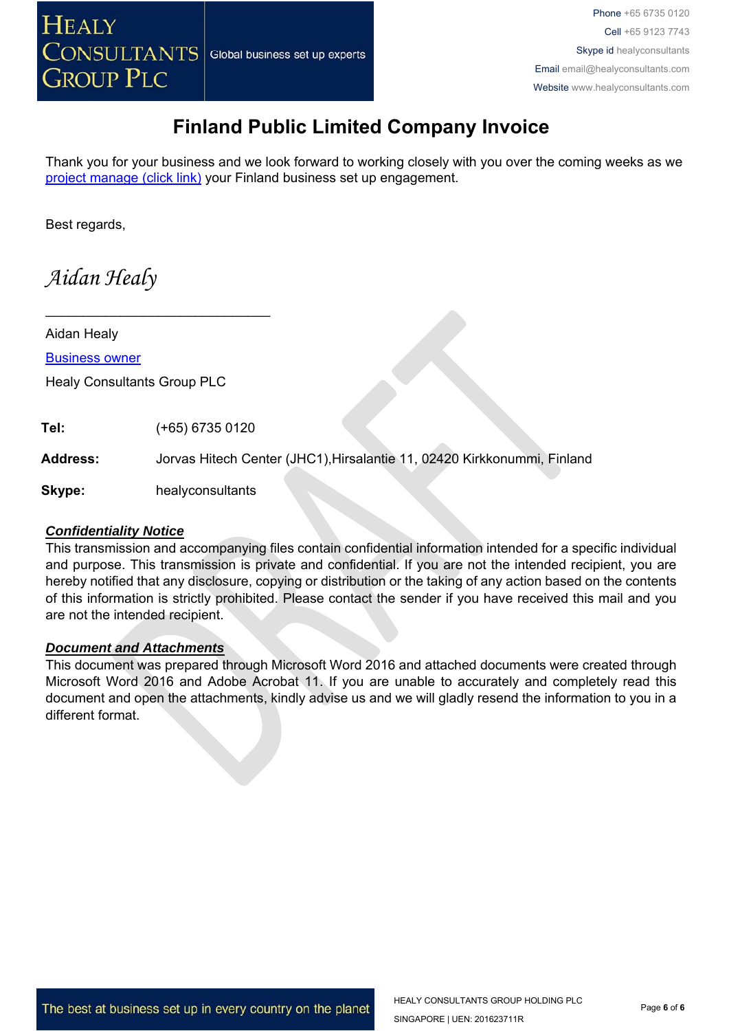# Finland Public Limited Company Invoice

Thank you for your business and we look forward to working closely with you over the coming weeks as we project manage (click link) your Finland business set up engagement.

Best regards,

Aidan Healy

______________________________

Aidan Healy

Business owner

Healy Consultants Group PLC

| | |
|---|---|
| **Tel:** | (+65) 6735 0120 |
| **Address:** | Jorvas Hitech Center (JHC1),Hirsalantie 11, 02420 Kirkkonummi, Finland |
| **Skype:** | healyconsultants |

***Confidentiality Notice***

This transmission and accompanying files contain confidential information intended for a specific individual and purpose. This transmission is private and confidential. If you are not the intended recipient, you are hereby notified that any disclosure, copying or distribution or the taking of any action based on the contents of this information is strictly prohibited. Please contact the sender if you have received this mail and you are not the intended recipient.

***Document and Attachments***

This document was prepared through Microsoft Word 2016 and attached documents were created through Microsoft Word 2016 and Adobe Acrobat 11. If you are unable to accurately and completely read this document and open the attachments, kindly advise us and we will gladly resend the information to you in a different format.